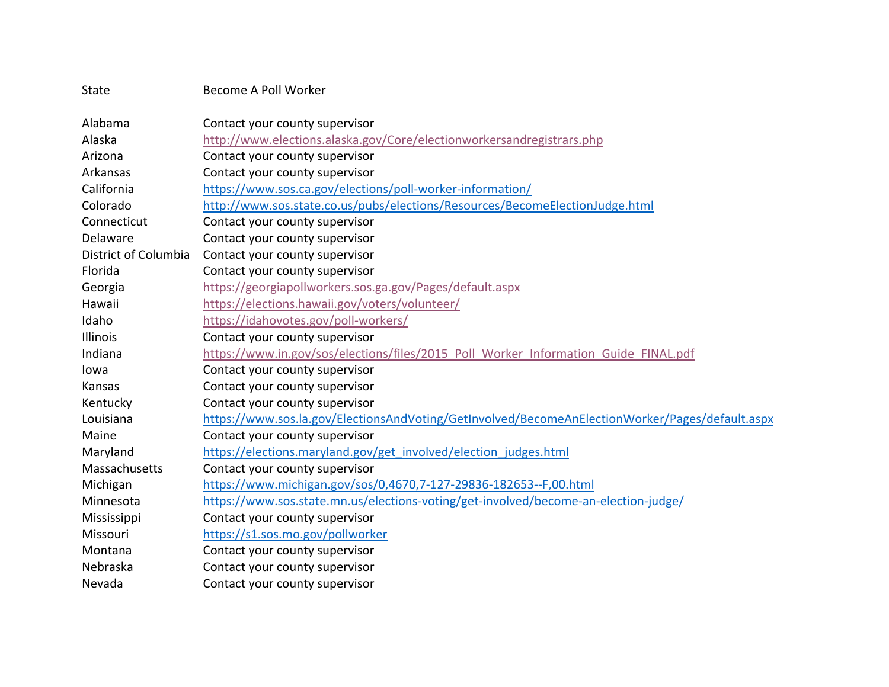| State | Become A Poll Worker |
|---|---|
| Alabama | Contact your county supervisor |
| Alaska | http://www.elections.alaska.gov/Core/electionworkersandregistrars.php |
| Arizona | Contact your county supervisor |
| Arkansas | Contact your county supervisor |
| California | https://www.sos.ca.gov/elections/poll-worker-information/ |
| Colorado | http://www.sos.state.co.us/pubs/elections/Resources/BecomeElectionJudge.html |
| Connecticut | Contact your county supervisor |
| Delaware | Contact your county supervisor |
| District of Columbia | Contact your county supervisor |
| Florida | Contact your county supervisor |
| Georgia | https://georgiapollworkers.sos.ga.gov/Pages/default.aspx |
| Hawaii | https://elections.hawaii.gov/voters/volunteer/ |
| Idaho | https://idahovotes.gov/poll-workers/ |
| Illinois | Contact your county supervisor |
| Indiana | https://www.in.gov/sos/elections/files/2015_Poll_Worker_Information_Guide_FINAL.pdf |
| Iowa | Contact your county supervisor |
| Kansas | Contact your county supervisor |
| Kentucky | Contact your county supervisor |
| Louisiana | https://www.sos.la.gov/ElectionsAndVoting/GetInvolved/BecomeAnElectionWorker/Pages/default.aspx |
| Maine | Contact your county supervisor |
| Maryland | https://elections.maryland.gov/get_involved/election_judges.html |
| Massachusetts | Contact your county supervisor |
| Michigan | https://www.michigan.gov/sos/0,4670,7-127-29836-182653--F,00.html |
| Minnesota | https://www.sos.state.mn.us/elections-voting/get-involved/become-an-election-judge/ |
| Mississippi | Contact your county supervisor |
| Missouri | https://s1.sos.mo.gov/pollworker |
| Montana | Contact your county supervisor |
| Nebraska | Contact your county supervisor |
| Nevada | Contact your county supervisor |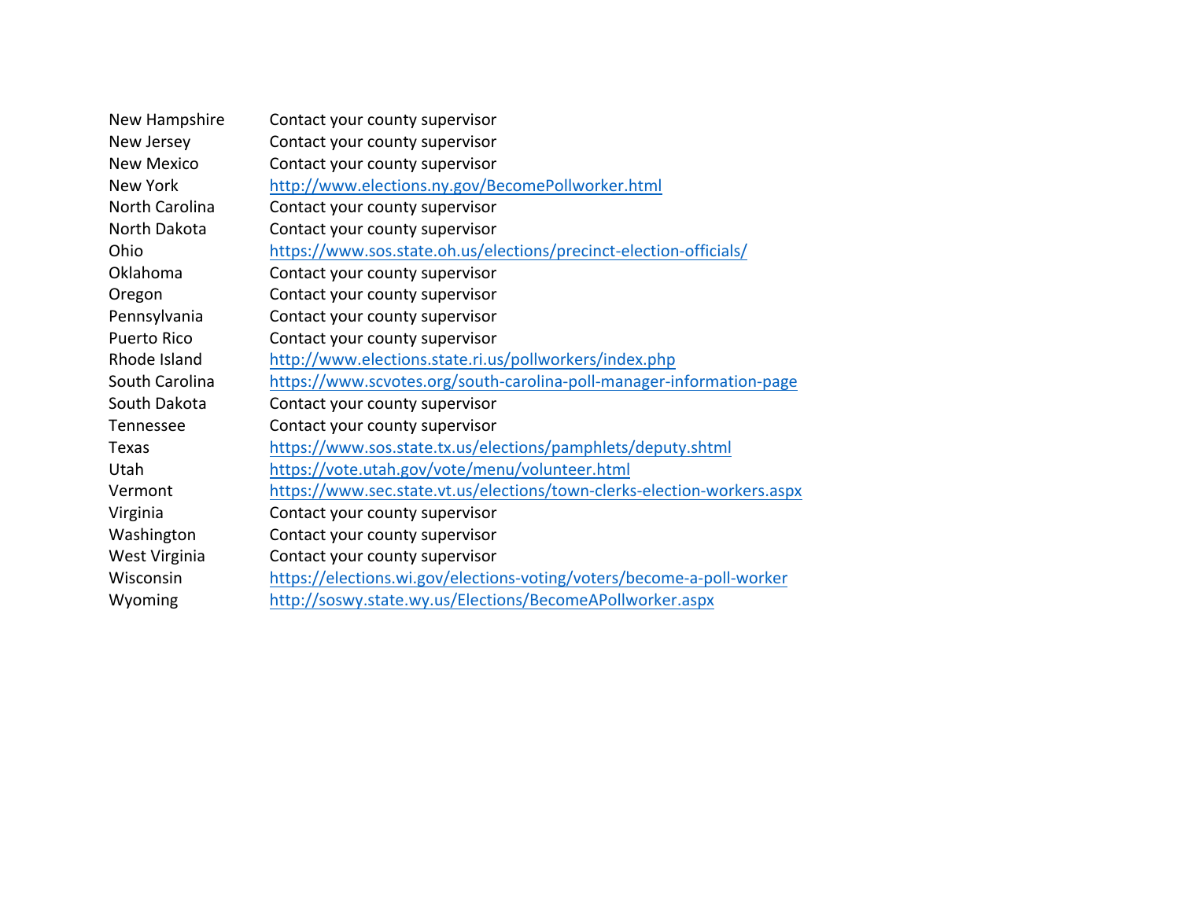| | |
|---|---|
| New Hampshire | Contact your county supervisor |
| New Jersey | Contact your county supervisor |
| New Mexico | Contact your county supervisor |
| New York | http://www.elections.ny.gov/BecomePollworker.html |
| North Carolina | Contact your county supervisor |
| North Dakota | Contact your county supervisor |
| Ohio | https://www.sos.state.oh.us/elections/precinct-election-officials/ |
| Oklahoma | Contact your county supervisor |
| Oregon | Contact your county supervisor |
| Pennsylvania | Contact your county supervisor |
| Puerto Rico | Contact your county supervisor |
| Rhode Island | http://www.elections.state.ri.us/pollworkers/index.php |
| South Carolina | https://www.scvotes.org/south-carolina-poll-manager-information-page |
| South Dakota | Contact your county supervisor |
| Tennessee | Contact your county supervisor |
| Texas | https://www.sos.state.tx.us/elections/pamphlets/deputy.shtml |
| Utah | https://vote.utah.gov/vote/menu/volunteer.html |
| Vermont | https://www.sec.state.vt.us/elections/town-clerks-election-workers.aspx |
| Virginia | Contact your county supervisor |
| Washington | Contact your county supervisor |
| West Virginia | Contact your county supervisor |
| Wisconsin | https://elections.wi.gov/elections-voting/voters/become-a-poll-worker |
| Wyoming | http://soswy.state.wy.us/Elections/BecomeAPollworker.aspx |